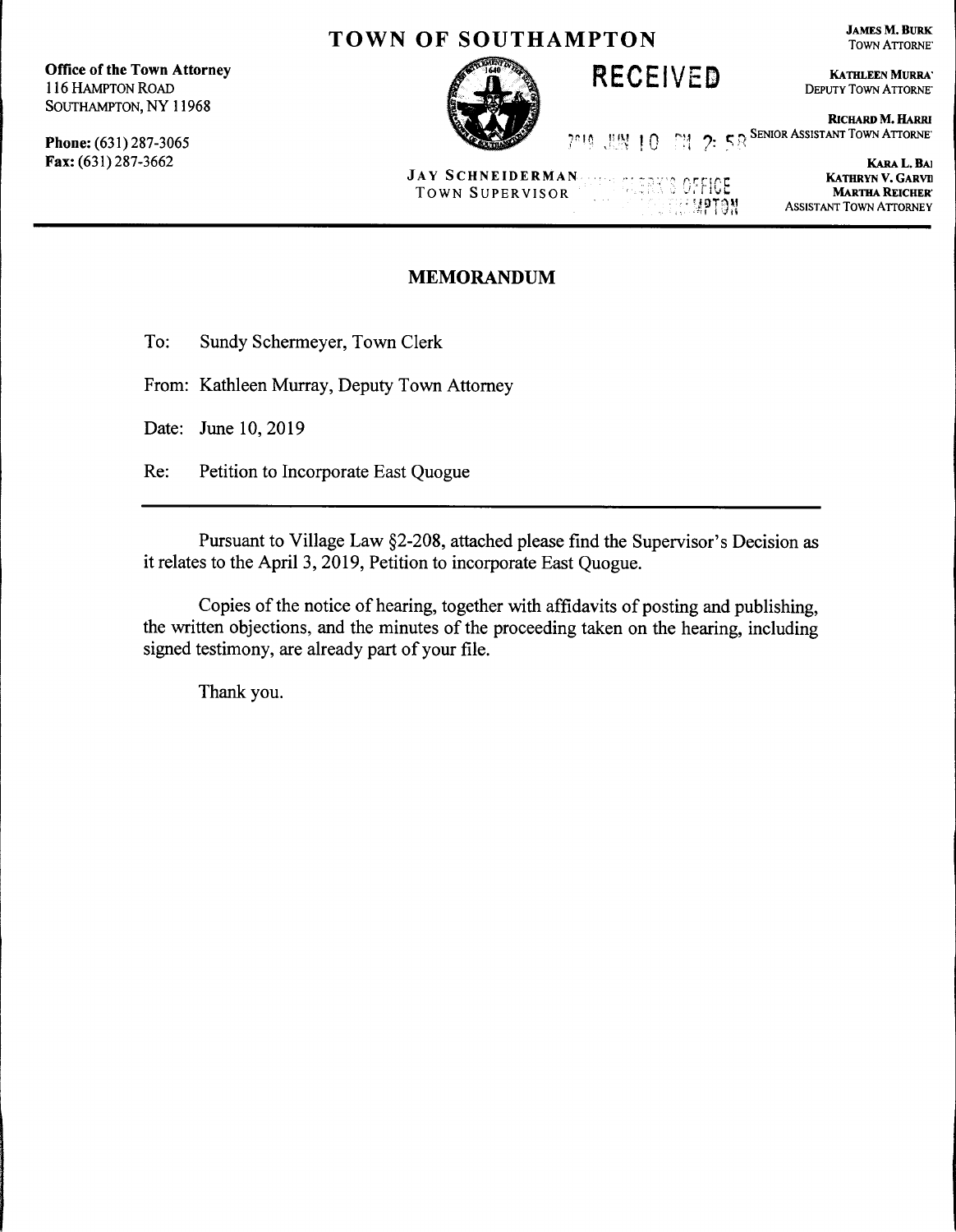# TOWN OF SOUTHAMPTON

**Office of the Town Attorney**
116 HAMPTON ROAD
SOUTHAMPTON, NY 11968

**Phone:** (631) 287-3065
**Fax:** (631) 287-3662

JAY SCHNEIDERMAN
TOWN SUPERVISOR

**JAMES M. BURK**
TOWN ATTORNE

**KATHLEEN MURRA**
DEPUTY TOWN ATTORNE

**RICHARD M. HARRI**
SENIOR ASSISTANT TOWN ATTORNE

**KARA L. BA**
**KATHRYN V. GARVI**
**MARTHA REICHER**
ASSISTANT TOWN ATTORNEY

RECEIVED
2019 JUN 10 PM 2: 58
CLERK'S OFFICE
SOUTHAMPTON

## MEMORANDUM

To: Sundy Schermeyer, Town Clerk

From: Kathleen Murray, Deputy Town Attorney

Date: June 10, 2019

Re: Petition to Incorporate East Quogue

---

Pursuant to Village Law §2-208, attached please find the Supervisor's Decision as it relates to the April 3, 2019, Petition to incorporate East Quogue.

Copies of the notice of hearing, together with affidavits of posting and publishing, the written objections, and the minutes of the proceeding taken on the hearing, including signed testimony, are already part of your file.

Thank you.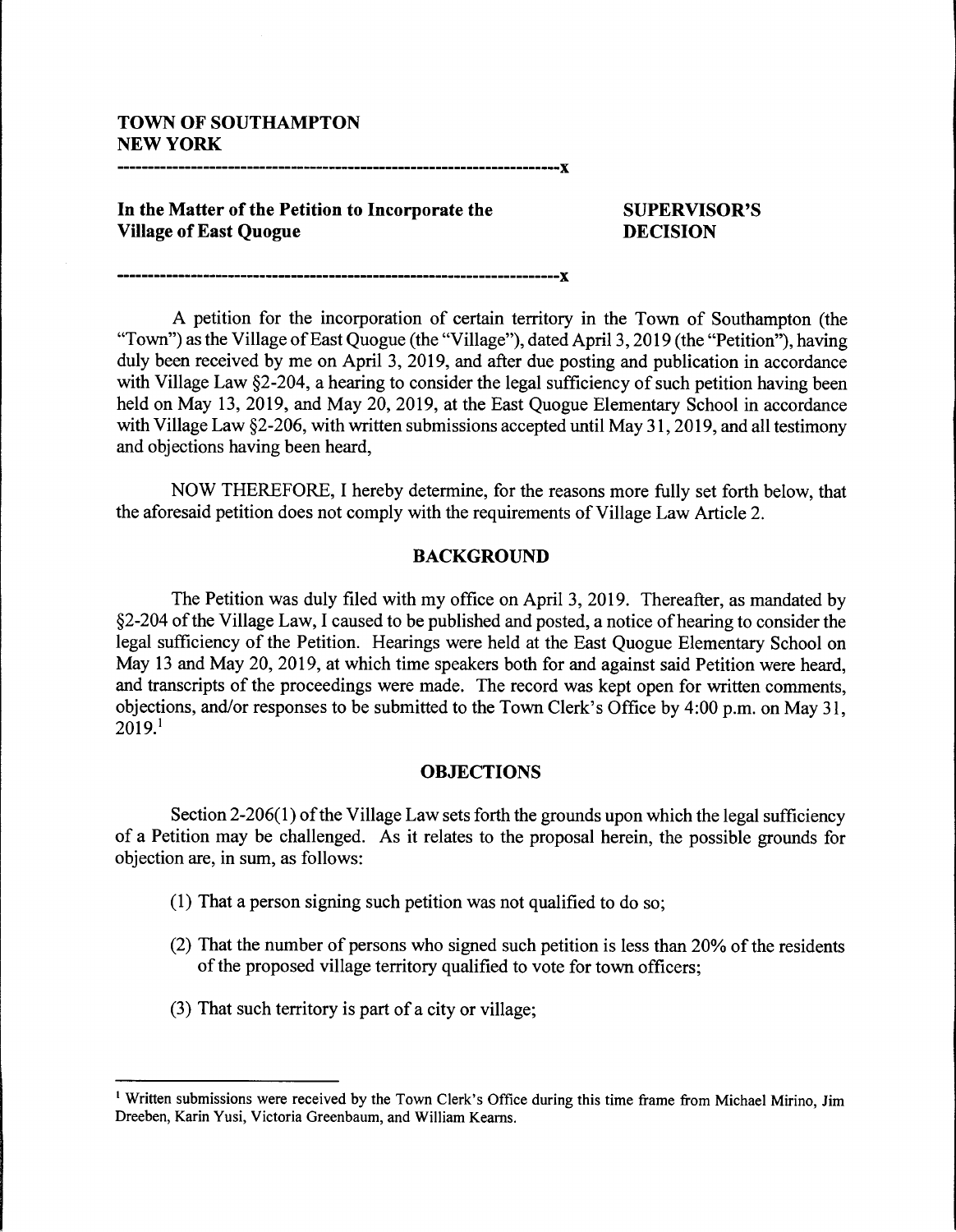**TOWN OF SOUTHAMPTON**
**NEW YORK**

---

**In the Matter of the Petition to Incorporate the Village of East Quogue**

**SUPERVISOR'S DECISION**

---

A petition for the incorporation of certain territory in the Town of Southampton (the "Town") as the Village of East Quogue (the "Village"), dated April 3, 2019 (the "Petition"), having duly been received by me on April 3, 2019, and after due posting and publication in accordance with Village Law §2-204, a hearing to consider the legal sufficiency of such petition having been held on May 13, 2019, and May 20, 2019, at the East Quogue Elementary School in accordance with Village Law §2-206, with written submissions accepted until May 31, 2019, and all testimony and objections having been heard,

NOW THEREFORE, I hereby determine, for the reasons more fully set forth below, that the aforesaid petition does not comply with the requirements of Village Law Article 2.

## BACKGROUND

The Petition was duly filed with my office on April 3, 2019. Thereafter, as mandated by §2-204 of the Village Law, I caused to be published and posted, a notice of hearing to consider the legal sufficiency of the Petition. Hearings were held at the East Quogue Elementary School on May 13 and May 20, 2019, at which time speakers both for and against said Petition were heard, and transcripts of the proceedings were made. The record was kept open for written comments, objections, and/or responses to be submitted to the Town Clerk's Office by 4:00 p.m. on May 31, 2019.[1]

## OBJECTIONS

Section 2-206(1) of the Village Law sets forth the grounds upon which the legal sufficiency of a Petition may be challenged. As it relates to the proposal herein, the possible grounds for objection are, in sum, as follows:

(1) That a person signing such petition was not qualified to do so;

(2) That the number of persons who signed such petition is less than 20% of the residents of the proposed village territory qualified to vote for town officers;

(3) That such territory is part of a city or village;

---

[1] Written submissions were received by the Town Clerk's Office during this time frame from Michael Mirino, Jim Dreeben, Karin Yusi, Victoria Greenbaum, and William Kearns.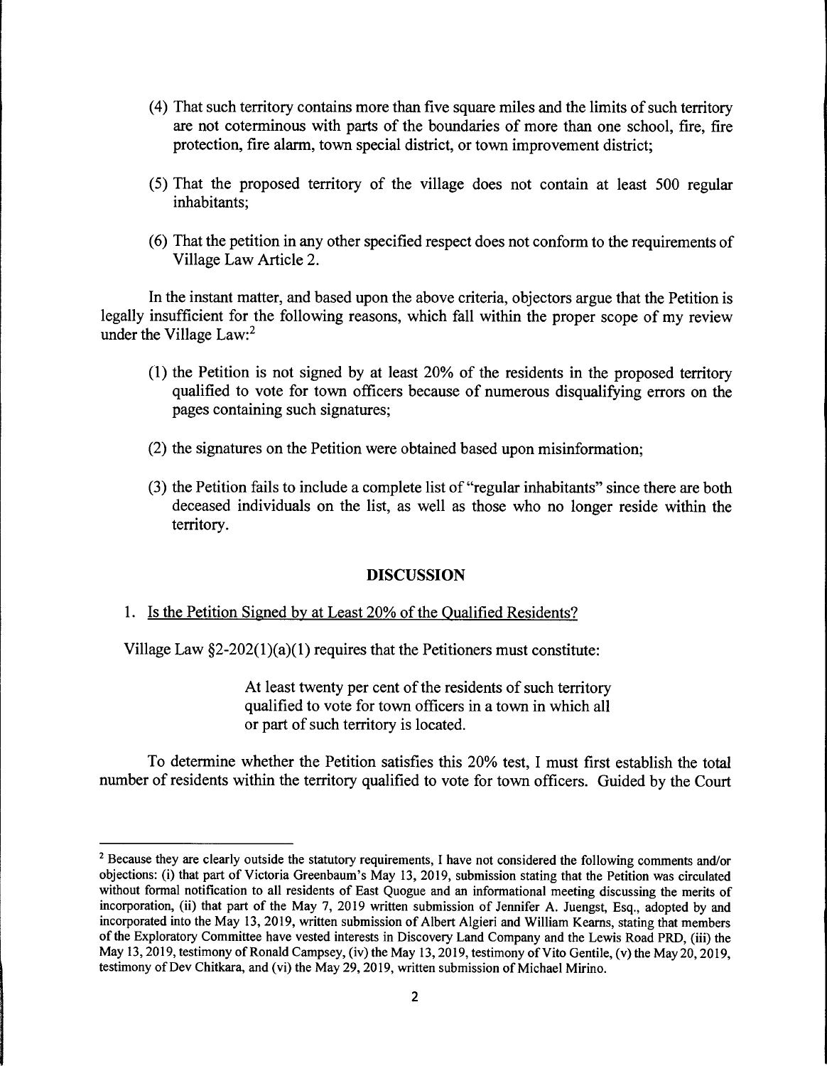(4) That such territory contains more than five square miles and the limits of such territory are not coterminous with parts of the boundaries of more than one school, fire, fire protection, fire alarm, town special district, or town improvement district;

(5) That the proposed territory of the village does not contain at least 500 regular inhabitants;

(6) That the petition in any other specified respect does not conform to the requirements of Village Law Article 2.

In the instant matter, and based upon the above criteria, objectors argue that the Petition is legally insufficient for the following reasons, which fall within the proper scope of my review under the Village Law:[2]

(1) the Petition is not signed by at least 20% of the residents in the proposed territory qualified to vote for town officers because of numerous disqualifying errors on the pages containing such signatures;

(2) the signatures on the Petition were obtained based upon misinformation;

(3) the Petition fails to include a complete list of "regular inhabitants" since there are both deceased individuals on the list, as well as those who no longer reside within the territory.

## DISCUSSION

1. Is the Petition Signed by at Least 20% of the Qualified Residents?

Village Law §2-202(1)(a)(1) requires that the Petitioners must constitute:

> At least twenty per cent of the residents of such territory qualified to vote for town officers in a town in which all or part of such territory is located.

To determine whether the Petition satisfies this 20% test, I must first establish the total number of residents within the territory qualified to vote for town officers. Guided by the Court

---

[2] Because they are clearly outside the statutory requirements, I have not considered the following comments and/or objections: (i) that part of Victoria Greenbaum's May 13, 2019, submission stating that the Petition was circulated without formal notification to all residents of East Quogue and an informational meeting discussing the merits of incorporation, (ii) that part of the May 7, 2019 written submission of Jennifer A. Juengst, Esq., adopted by and incorporated into the May 13, 2019, written submission of Albert Algieri and William Kearns, stating that members of the Exploratory Committee have vested interests in Discovery Land Company and the Lewis Road PRD, (iii) the May 13, 2019, testimony of Ronald Campsey, (iv) the May 13, 2019, testimony of Vito Gentile, (v) the May 20, 2019, testimony of Dev Chitkara, and (vi) the May 29, 2019, written submission of Michael Mirino.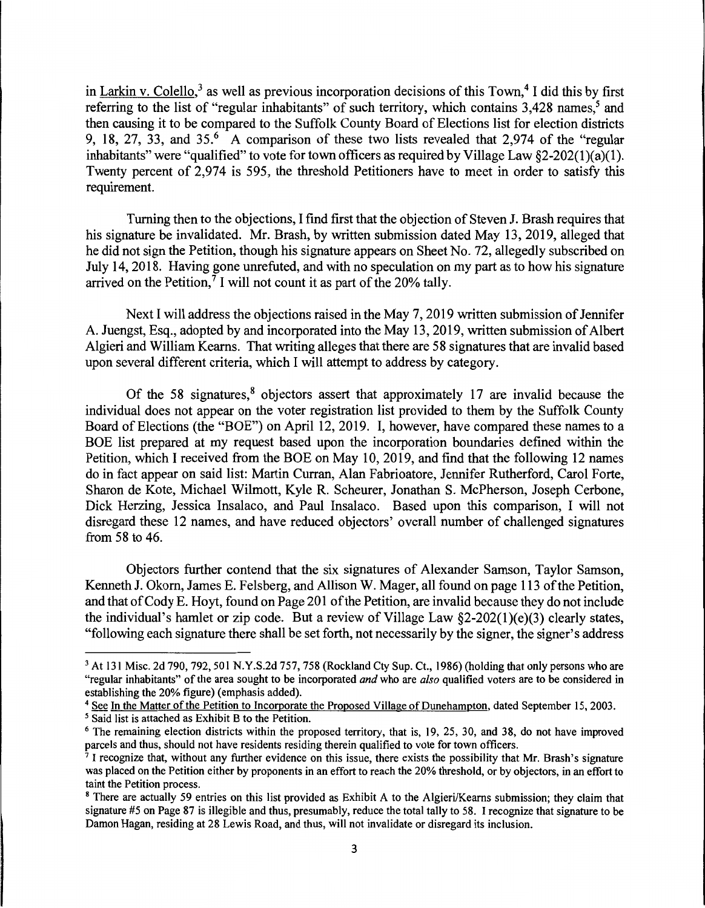in Larkin v. Colello,[3] as well as previous incorporation decisions of this Town,[4] I did this by first referring to the list of "regular inhabitants" of such territory, which contains 3,428 names,[5] and then causing it to be compared to the Suffolk County Board of Elections list for election districts 9, 18, 27, 33, and 35.[6] A comparison of these two lists revealed that 2,974 of the "regular inhabitants" were "qualified" to vote for town officers as required by Village Law §2-202(1)(a)(1). Twenty percent of 2,974 is 595, the threshold Petitioners have to meet in order to satisfy this requirement.

Turning then to the objections, I find first that the objection of Steven J. Brash requires that his signature be invalidated. Mr. Brash, by written submission dated May 13, 2019, alleged that he did not sign the Petition, though his signature appears on Sheet No. 72, allegedly subscribed on July 14, 2018. Having gone unrefuted, and with no speculation on my part as to how his signature arrived on the Petition,[7] I will not count it as part of the 20% tally.

Next I will address the objections raised in the May 7, 2019 written submission of Jennifer A. Juengst, Esq., adopted by and incorporated into the May 13, 2019, written submission of Albert Algieri and William Kearns. That writing alleges that there are 58 signatures that are invalid based upon several different criteria, which I will attempt to address by category.

Of the 58 signatures,[8] objectors assert that approximately 17 are invalid because the individual does not appear on the voter registration list provided to them by the Suffolk County Board of Elections (the "BOE") on April 12, 2019. I, however, have compared these names to a BOE list prepared at my request based upon the incorporation boundaries defined within the Petition, which I received from the BOE on May 10, 2019, and find that the following 12 names do in fact appear on said list: Martin Curran, Alan Fabrioatore, Jennifer Rutherford, Carol Forte, Sharon de Kote, Michael Wilmott, Kyle R. Scheurer, Jonathan S. McPherson, Joseph Cerbone, Dick Herzing, Jessica Insalaco, and Paul Insalaco. Based upon this comparison, I will not disregard these 12 names, and have reduced objectors' overall number of challenged signatures from 58 to 46.

Objectors further contend that the six signatures of Alexander Samson, Taylor Samson, Kenneth J. Okorn, James E. Felsberg, and Allison W. Mager, all found on page 113 of the Petition, and that of Cody E. Hoyt, found on Page 201 of the Petition, are invalid because they do not include the individual's hamlet or zip code. But a review of Village Law §2-202(1)(e)(3) clearly states, "following each signature there shall be set forth, not necessarily by the signer, the signer's address

---

[3] At 131 Misc. 2d 790, 792, 501 N.Y.S.2d 757, 758 (Rockland Cty Sup. Ct., 1986) (holding that only persons who are "regular inhabitants" of the area sought to be incorporated *and* who are *also* qualified voters are to be considered in establishing the 20% figure) (emphasis added).

[4] See In the Matter of the Petition to Incorporate the Proposed Village of Dunehampton, dated September 15, 2003.

[5] Said list is attached as Exhibit B to the Petition.

[6] The remaining election districts within the proposed territory, that is, 19, 25, 30, and 38, do not have improved parcels and thus, should not have residents residing therein qualified to vote for town officers.

[7] I recognize that, without any further evidence on this issue, there exists the possibility that Mr. Brash's signature was placed on the Petition either by proponents in an effort to reach the 20% threshold, or by objectors, in an effort to taint the Petition process.

[8] There are actually 59 entries on this list provided as Exhibit A to the Algieri/Kearns submission; they claim that signature #5 on Page 87 is illegible and thus, presumably, reduce the total tally to 58. I recognize that signature to be Damon Hagan, residing at 28 Lewis Road, and thus, will not invalidate or disregard its inclusion.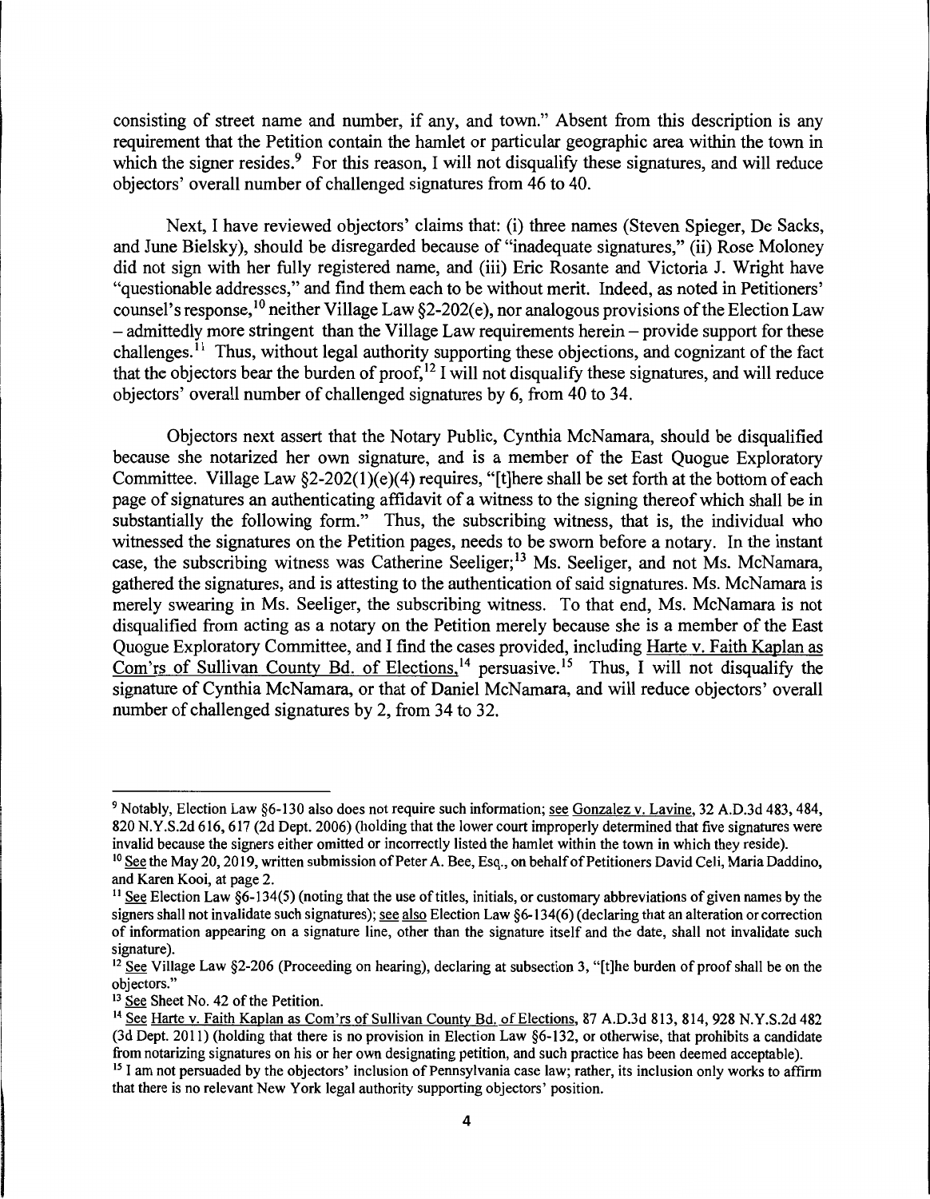consisting of street name and number, if any, and town." Absent from this description is any requirement that the Petition contain the hamlet or particular geographic area within the town in which the signer resides.[9] For this reason, I will not disqualify these signatures, and will reduce objectors' overall number of challenged signatures from 46 to 40.

Next, I have reviewed objectors' claims that: (i) three names (Steven Spieger, De Sacks, and June Bielsky), should be disregarded because of "inadequate signatures," (ii) Rose Moloney did not sign with her fully registered name, and (iii) Eric Rosante and Victoria J. Wright have "questionable addresses," and find them each to be without merit. Indeed, as noted in Petitioners' counsel's response,[10] neither Village Law §2-202(e), nor analogous provisions of the Election Law – admittedly more stringent than the Village Law requirements herein – provide support for these challenges.[11] Thus, without legal authority supporting these objections, and cognizant of the fact that the objectors bear the burden of proof,[12] I will not disqualify these signatures, and will reduce objectors' overall number of challenged signatures by 6, from 40 to 34.

Objectors next assert that the Notary Public, Cynthia McNamara, should be disqualified because she notarized her own signature, and is a member of the East Quogue Exploratory Committee. Village Law §2-202(1)(e)(4) requires, "[t]here shall be set forth at the bottom of each page of signatures an authenticating affidavit of a witness to the signing thereof which shall be in substantially the following form." Thus, the subscribing witness, that is, the individual who witnessed the signatures on the Petition pages, needs to be sworn before a notary. In the instant case, the subscribing witness was Catherine Seeliger;[13] Ms. Seeliger, and not Ms. McNamara, gathered the signatures, and is attesting to the authentication of said signatures. Ms. McNamara is merely swearing in Ms. Seeliger, the subscribing witness. To that end, Ms. McNamara is not disqualified from acting as a notary on the Petition merely because she is a member of the East Quogue Exploratory Committee, and I find the cases provided, including Harte v. Faith Kaplan as Com'rs of Sullivan County Bd. of Elections,[14] persuasive.[15] Thus, I will not disqualify the signature of Cynthia McNamara, or that of Daniel McNamara, and will reduce objectors' overall number of challenged signatures by 2, from 34 to 32.

---

[9] Notably, Election Law §6-130 also does not require such information; see Gonzalez v. Lavine, 32 A.D.3d 483, 484, 820 N.Y.S.2d 616, 617 (2d Dept. 2006) (holding that the lower court improperly determined that five signatures were invalid because the signers either omitted or incorrectly listed the hamlet within the town in which they reside).

[10] See the May 20, 2019, written submission of Peter A. Bee, Esq., on behalf of Petitioners David Celi, Maria Daddino, and Karen Kooi, at page 2.

[11] See Election Law §6-134(5) (noting that the use of titles, initials, or customary abbreviations of given names by the signers shall not invalidate such signatures); see also Election Law §6-134(6) (declaring that an alteration or correction of information appearing on a signature line, other than the signature itself and the date, shall not invalidate such signature).

[12] See Village Law §2-206 (Proceeding on hearing), declaring at subsection 3, "[t]he burden of proof shall be on the objectors."

[13] See Sheet No. 42 of the Petition.

[14] See Harte v. Faith Kaplan as Com'rs of Sullivan County Bd. of Elections, 87 A.D.3d 813, 814, 928 N.Y.S.2d 482 (3d Dept. 2011) (holding that there is no provision in Election Law §6-132, or otherwise, that prohibits a candidate from notarizing signatures on his or her own designating petition, and such practice has been deemed acceptable).

[15] I am not persuaded by the objectors' inclusion of Pennsylvania case law; rather, its inclusion only works to affirm that there is no relevant New York legal authority supporting objectors' position.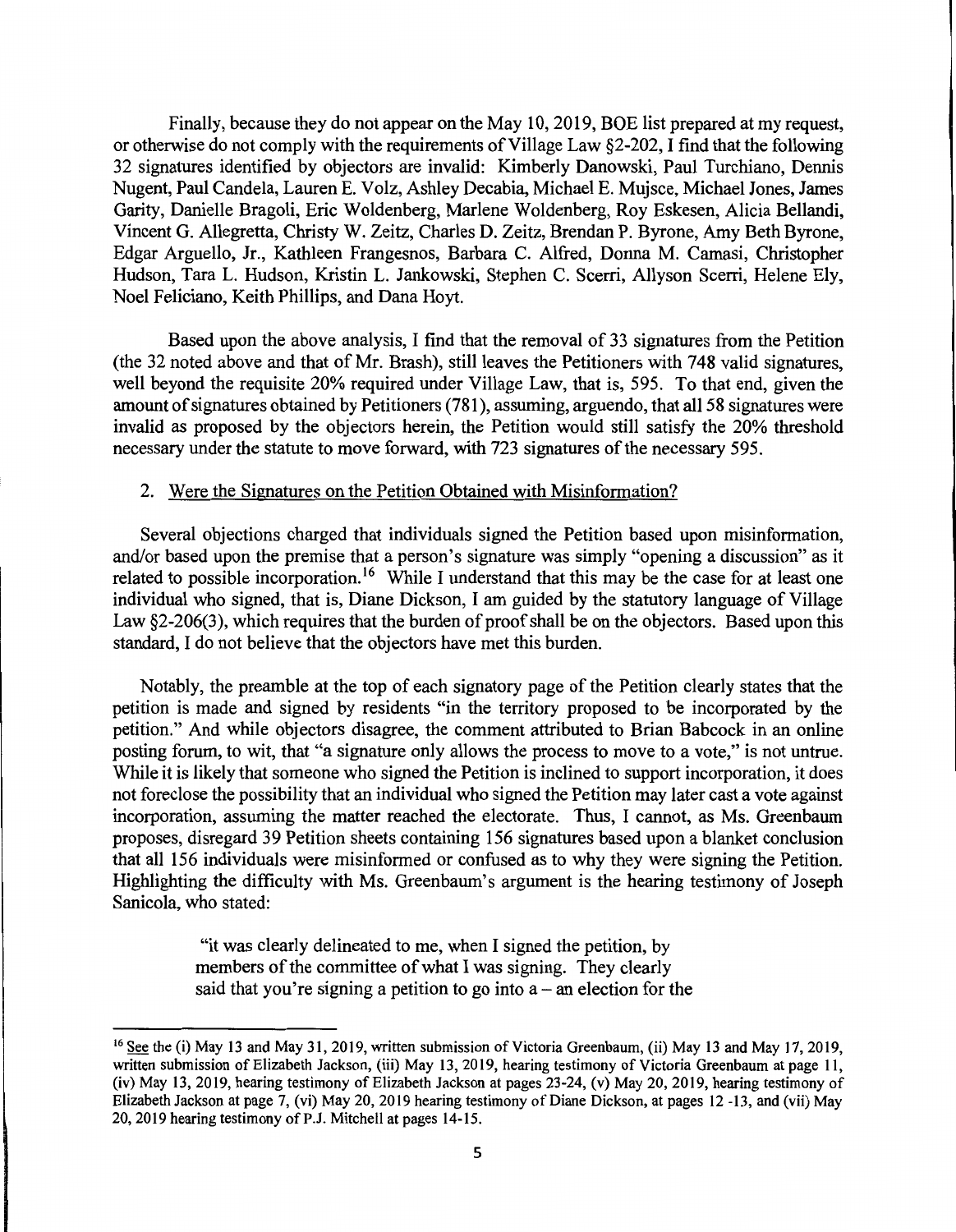Finally, because they do not appear on the May 10, 2019, BOE list prepared at my request, or otherwise do not comply with the requirements of Village Law §2-202, I find that the following 32 signatures identified by objectors are invalid: Kimberly Danowski, Paul Turchiano, Dennis Nugent, Paul Candela, Lauren E. Volz, Ashley Decabia, Michael E. Mujsce, Michael Jones, James Garity, Danielle Bragoli, Eric Woldenberg, Marlene Woldenberg, Roy Eskesen, Alicia Bellandi, Vincent G. Allegretta, Christy W. Zeitz, Charles D. Zeitz, Brendan P. Byrone, Amy Beth Byrone, Edgar Arguello, Jr., Kathleen Frangesnos, Barbara C. Alfred, Donna M. Camasi, Christopher Hudson, Tara L. Hudson, Kristin L. Jankowski, Stephen C. Scerri, Allyson Scerri, Helene Ely, Noel Feliciano, Keith Phillips, and Dana Hoyt.

Based upon the above analysis, I find that the removal of 33 signatures from the Petition (the 32 noted above and that of Mr. Brash), still leaves the Petitioners with 748 valid signatures, well beyond the requisite 20% required under Village Law, that is, 595. To that end, given the amount of signatures obtained by Petitioners (781), assuming, arguendo, that all 58 signatures were invalid as proposed by the objectors herein, the Petition would still satisfy the 20% threshold necessary under the statute to move forward, with 723 signatures of the necessary 595.

2. Were the Signatures on the Petition Obtained with Misinformation?

Several objections charged that individuals signed the Petition based upon misinformation, and/or based upon the premise that a person's signature was simply "opening a discussion" as it related to possible incorporation.[16] While I understand that this may be the case for at least one individual who signed, that is, Diane Dickson, I am guided by the statutory language of Village Law §2-206(3), which requires that the burden of proof shall be on the objectors. Based upon this standard, I do not believe that the objectors have met this burden.

Notably, the preamble at the top of each signatory page of the Petition clearly states that the petition is made and signed by residents "in the territory proposed to be incorporated by the petition." And while objectors disagree, the comment attributed to Brian Babcock in an online posting forum, to wit, that "a signature only allows the process to move to a vote," is not untrue. While it is likely that someone who signed the Petition is inclined to support incorporation, it does not foreclose the possibility that an individual who signed the Petition may later cast a vote against incorporation, assuming the matter reached the electorate. Thus, I cannot, as Ms. Greenbaum proposes, disregard 39 Petition sheets containing 156 signatures based upon a blanket conclusion that all 156 individuals were misinformed or confused as to why they were signing the Petition. Highlighting the difficulty with Ms. Greenbaum's argument is the hearing testimony of Joseph Sanicola, who stated:

> "it was clearly delineated to me, when I signed the petition, by members of the committee of what I was signing. They clearly said that you're signing a petition to go into a – an election for the

[16] See the (i) May 13 and May 31, 2019, written submission of Victoria Greenbaum, (ii) May 13 and May 17, 2019, written submission of Elizabeth Jackson, (iii) May 13, 2019, hearing testimony of Victoria Greenbaum at page 11, (iv) May 13, 2019, hearing testimony of Elizabeth Jackson at pages 23-24, (v) May 20, 2019, hearing testimony of Elizabeth Jackson at page 7, (vi) May 20, 2019 hearing testimony of Diane Dickson, at pages 12-13, and (vii) May 20, 2019 hearing testimony of P.J. Mitchell at pages 14-15.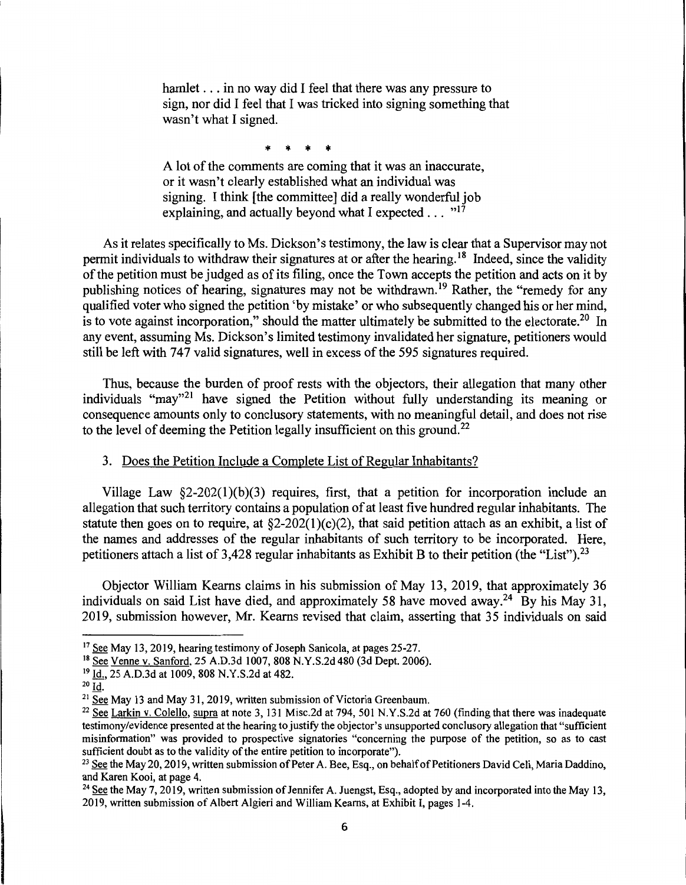hamlet . . . in no way did I feel that there was any pressure to sign, nor did I feel that I was tricked into signing something that wasn't what I signed.

\* \* \* \*

A lot of the comments are coming that it was an inaccurate, or it wasn't clearly established what an individual was signing. I think [the committee] did a really wonderful job explaining, and actually beyond what I expected . . . "[17]

As it relates specifically to Ms. Dickson's testimony, the law is clear that a Supervisor may not permit individuals to withdraw their signatures at or after the hearing.[18] Indeed, since the validity of the petition must be judged as of its filing, once the Town accepts the petition and acts on it by publishing notices of hearing, signatures may not be withdrawn.[19] Rather, the "remedy for any qualified voter who signed the petition 'by mistake' or who subsequently changed his or her mind, is to vote against incorporation," should the matter ultimately be submitted to the electorate.[20] In any event, assuming Ms. Dickson's limited testimony invalidated her signature, petitioners would still be left with 747 valid signatures, well in excess of the 595 signatures required.

Thus, because the burden of proof rests with the objectors, their allegation that many other individuals "may"[21] have signed the Petition without fully understanding its meaning or consequence amounts only to conclusory statements, with no meaningful detail, and does not rise to the level of deeming the Petition legally insufficient on this ground.[22]

3. Does the Petition Include a Complete List of Regular Inhabitants?

Village Law §2-202(1)(b)(3) requires, first, that a petition for incorporation include an allegation that such territory contains a population of at least five hundred regular inhabitants. The statute then goes on to require, at §2-202(1)(c)(2), that said petition attach as an exhibit, a list of the names and addresses of the regular inhabitants of such territory to be incorporated. Here, petitioners attach a list of 3,428 regular inhabitants as Exhibit B to their petition (the "List").[23]

Objector William Kearns claims in his submission of May 13, 2019, that approximately 36 individuals on said List have died, and approximately 58 have moved away.[24] By his May 31, 2019, submission however, Mr. Kearns revised that claim, asserting that 35 individuals on said

---

[17] See May 13, 2019, hearing testimony of Joseph Sanicola, at pages 25-27.

[18] See Venne v. Sanford, 25 A.D.3d 1007, 808 N.Y.S.2d 480 (3d Dept. 2006).

[19] Id., 25 A.D.3d at 1009, 808 N.Y.S.2d at 482.

[20] Id.

[21] See May 13 and May 31, 2019, written submission of Victoria Greenbaum.

[22] See Larkin v. Colello, supra at note 3, 131 Misc.2d at 794, 501 N.Y.S.2d at 760 (finding that there was inadequate testimony/evidence presented at the hearing to justify the objector's unsupported conclusory allegation that "sufficient misinformation" was provided to prospective signatories "concerning the purpose of the petition, so as to cast sufficient doubt as to the validity of the entire petition to incorporate").

[23] See the May 20, 2019, written submission of Peter A. Bee, Esq., on behalf of Petitioners David Celi, Maria Daddino, and Karen Kooi, at page 4.

[24] See the May 7, 2019, written submission of Jennifer A. Juengst, Esq., adopted by and incorporated into the May 13, 2019, written submission of Albert Algieri and William Kearns, at Exhibit I, pages 1-4.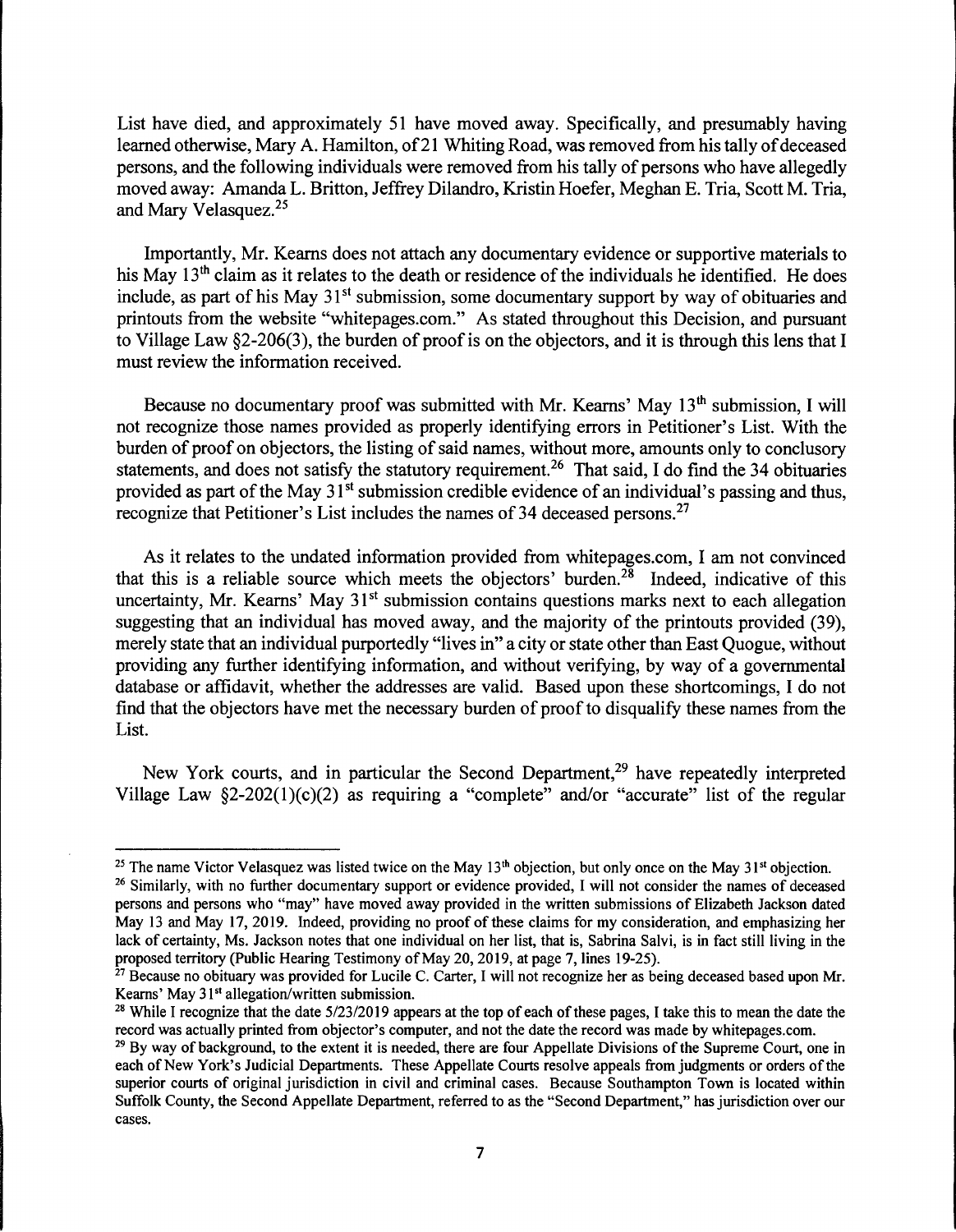List have died, and approximately 51 have moved away. Specifically, and presumably having learned otherwise, Mary A. Hamilton, of 21 Whiting Road, was removed from his tally of deceased persons, and the following individuals were removed from his tally of persons who have allegedly moved away: Amanda L. Britton, Jeffrey Dilandro, Kristin Hoefer, Meghan E. Tria, Scott M. Tria, and Mary Velasquez.[25]

Importantly, Mr. Kearns does not attach any documentary evidence or supportive materials to his May 13th claim as it relates to the death or residence of the individuals he identified. He does include, as part of his May 31st submission, some documentary support by way of obituaries and printouts from the website "whitepages.com." As stated throughout this Decision, and pursuant to Village Law §2-206(3), the burden of proof is on the objectors, and it is through this lens that I must review the information received.

Because no documentary proof was submitted with Mr. Kearns' May 13th submission, I will not recognize those names provided as properly identifying errors in Petitioner's List. With the burden of proof on objectors, the listing of said names, without more, amounts only to conclusory statements, and does not satisfy the statutory requirement.[26] That said, I do find the 34 obituaries provided as part of the May 31st submission credible evidence of an individual's passing and thus, recognize that Petitioner's List includes the names of 34 deceased persons.[27]

As it relates to the undated information provided from whitepages.com, I am not convinced that this is a reliable source which meets the objectors' burden.[28] Indeed, indicative of this uncertainty, Mr. Kearns' May 31st submission contains questions marks next to each allegation suggesting that an individual has moved away, and the majority of the printouts provided (39), merely state that an individual purportedly "lives in" a city or state other than East Quogue, without providing any further identifying information, and without verifying, by way of a governmental database or affidavit, whether the addresses are valid. Based upon these shortcomings, I do not find that the objectors have met the necessary burden of proof to disqualify these names from the List.

New York courts, and in particular the Second Department,[29] have repeatedly interpreted Village Law §2-202(1)(c)(2) as requiring a "complete" and/or "accurate" list of the regular

---

[25] The name Victor Velasquez was listed twice on the May 13th objection, but only once on the May 31st objection.

[26] Similarly, with no further documentary support or evidence provided, I will not consider the names of deceased persons and persons who "may" have moved away provided in the written submissions of Elizabeth Jackson dated May 13 and May 17, 2019. Indeed, providing no proof of these claims for my consideration, and emphasizing her lack of certainty, Ms. Jackson notes that one individual on her list, that is, Sabrina Salvi, is in fact still living in the proposed territory (Public Hearing Testimony of May 20, 2019, at page 7, lines 19-25).

[27] Because no obituary was provided for Lucile C. Carter, I will not recognize her as being deceased based upon Mr. Kearns' May 31st allegation/written submission.

[28] While I recognize that the date 5/23/2019 appears at the top of each of these pages, I take this to mean the date the record was actually printed from objector's computer, and not the date the record was made by whitepages.com.

[29] By way of background, to the extent it is needed, there are four Appellate Divisions of the Supreme Court, one in each of New York's Judicial Departments. These Appellate Courts resolve appeals from judgments or orders of the superior courts of original jurisdiction in civil and criminal cases. Because Southampton Town is located within Suffolk County, the Second Appellate Department, referred to as the "Second Department," has jurisdiction over our cases.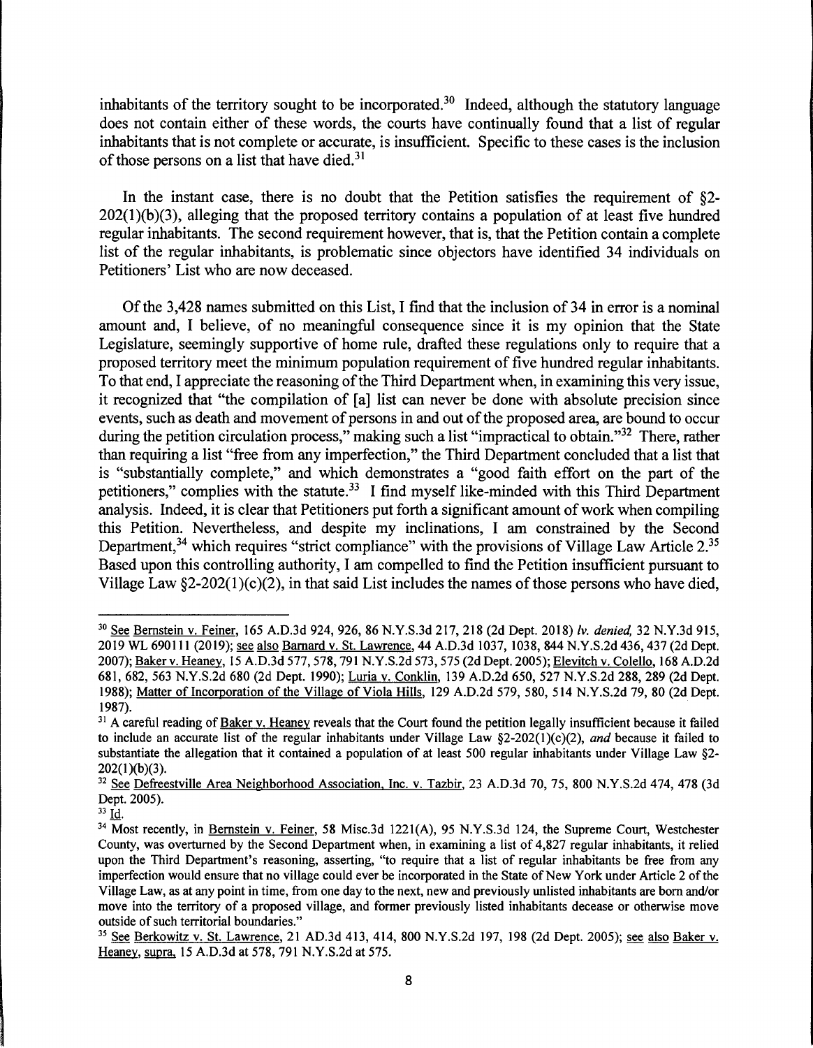inhabitants of the territory sought to be incorporated.[30] Indeed, although the statutory language does not contain either of these words, the courts have continually found that a list of regular inhabitants that is not complete or accurate, is insufficient. Specific to these cases is the inclusion of those persons on a list that have died.[31]

In the instant case, there is no doubt that the Petition satisfies the requirement of §2-202(1)(b)(3), alleging that the proposed territory contains a population of at least five hundred regular inhabitants. The second requirement however, that is, that the Petition contain a complete list of the regular inhabitants, is problematic since objectors have identified 34 individuals on Petitioners' List who are now deceased.

Of the 3,428 names submitted on this List, I find that the inclusion of 34 in error is a nominal amount and, I believe, of no meaningful consequence since it is my opinion that the State Legislature, seemingly supportive of home rule, drafted these regulations only to require that a proposed territory meet the minimum population requirement of five hundred regular inhabitants. To that end, I appreciate the reasoning of the Third Department when, in examining this very issue, it recognized that "the compilation of [a] list can never be done with absolute precision since events, such as death and movement of persons in and out of the proposed area, are bound to occur during the petition circulation process," making such a list "impractical to obtain."[32] There, rather than requiring a list "free from any imperfection," the Third Department concluded that a list that is "substantially complete," and which demonstrates a "good faith effort on the part of the petitioners," complies with the statute.[33] I find myself like-minded with this Third Department analysis. Indeed, it is clear that Petitioners put forth a significant amount of work when compiling this Petition. Nevertheless, and despite my inclinations, I am constrained by the Second Department,[34] which requires "strict compliance" with the provisions of Village Law Article 2.[35] Based upon this controlling authority, I am compelled to find the Petition insufficient pursuant to Village Law §2-202(1)(c)(2), in that said List includes the names of those persons who have died,

---

[30] See Bernstein v. Feiner, 165 A.D.3d 924, 926, 86 N.Y.S.3d 217, 218 (2d Dept. 2018) *lv. denied,* 32 N.Y.3d 915, 2019 WL 690111 (2019); see also Barnard v. St. Lawrence, 44 A.D.3d 1037, 1038, 844 N.Y.S.2d 436, 437 (2d Dept. 2007); Baker v. Heaney, 15 A.D.3d 577, 578, 791 N.Y.S.2d 573, 575 (2d Dept. 2005); Elevitch v. Colello, 168 A.D.2d 681, 682, 563 N.Y.S.2d 680 (2d Dept. 1990); Luria v. Conklin, 139 A.D.2d 650, 527 N.Y.S.2d 288, 289 (2d Dept. 1988); Matter of Incorporation of the Village of Viola Hills, 129 A.D.2d 579, 580, 514 N.Y.S.2d 79, 80 (2d Dept. 1987).

[31] A careful reading of Baker v. Heaney reveals that the Court found the petition legally insufficient because it failed to include an accurate list of the regular inhabitants under Village Law §2-202(1)(c)(2), *and* because it failed to substantiate the allegation that it contained a population of at least 500 regular inhabitants under Village Law §2-202(1)(b)(3).

[32] See Defreestville Area Neighborhood Association, Inc. v. Tazbir, 23 A.D.3d 70, 75, 800 N.Y.S.2d 474, 478 (3d Dept. 2005).

[33] Id.

[34] Most recently, in Bernstein v. Feiner, 58 Misc.3d 1221(A), 95 N.Y.S.3d 124, the Supreme Court, Westchester County, was overturned by the Second Department when, in examining a list of 4,827 regular inhabitants, it relied upon the Third Department's reasoning, asserting, "to require that a list of regular inhabitants be free from any imperfection would ensure that no village could ever be incorporated in the State of New York under Article 2 of the Village Law, as at any point in time, from one day to the next, new and previously unlisted inhabitants are born and/or move into the territory of a proposed village, and former previously listed inhabitants decease or otherwise move outside of such territorial boundaries."

[35] See Berkowitz v. St. Lawrence, 21 AD.3d 413, 414, 800 N.Y.S.2d 197, 198 (2d Dept. 2005); see also Baker v. Heaney, supra, 15 A.D.3d at 578, 791 N.Y.S.2d at 575.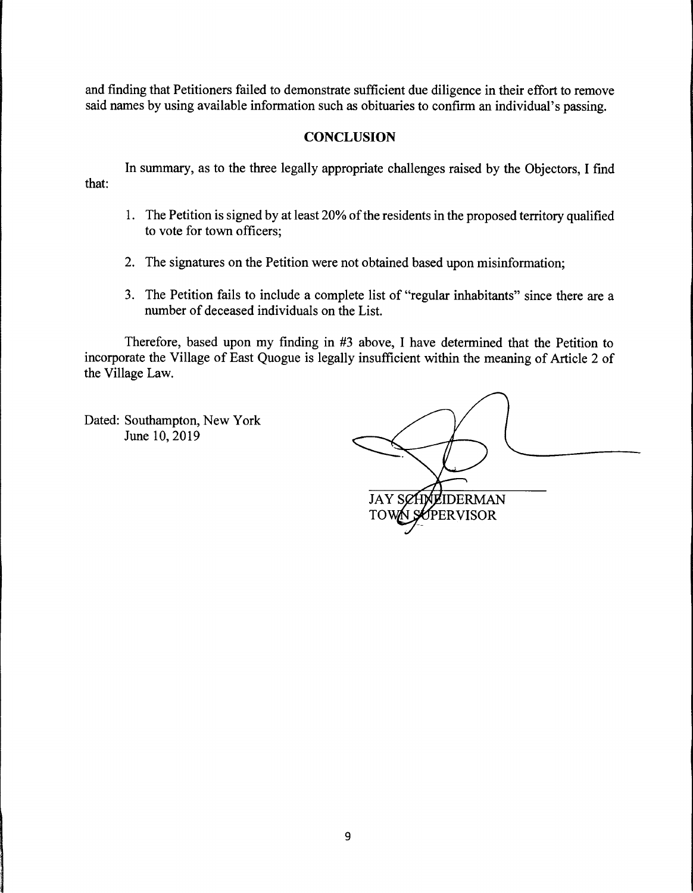and finding that Petitioners failed to demonstrate sufficient due diligence in their effort to remove said names by using available information such as obituaries to confirm an individual's passing.

## CONCLUSION

In summary, as to the three legally appropriate challenges raised by the Objectors, I find that:

1. The Petition is signed by at least 20% of the residents in the proposed territory qualified to vote for town officers;

2. The signatures on the Petition were not obtained based upon misinformation;

3. The Petition fails to include a complete list of "regular inhabitants" since there are a number of deceased individuals on the List.

Therefore, based upon my finding in #3 above, I have determined that the Petition to incorporate the Village of East Quogue is legally insufficient within the meaning of Article 2 of the Village Law.

Dated: Southampton, New York
June 10, 2019

JAY SCHNEIDERMAN
TOWN SUPERVISOR